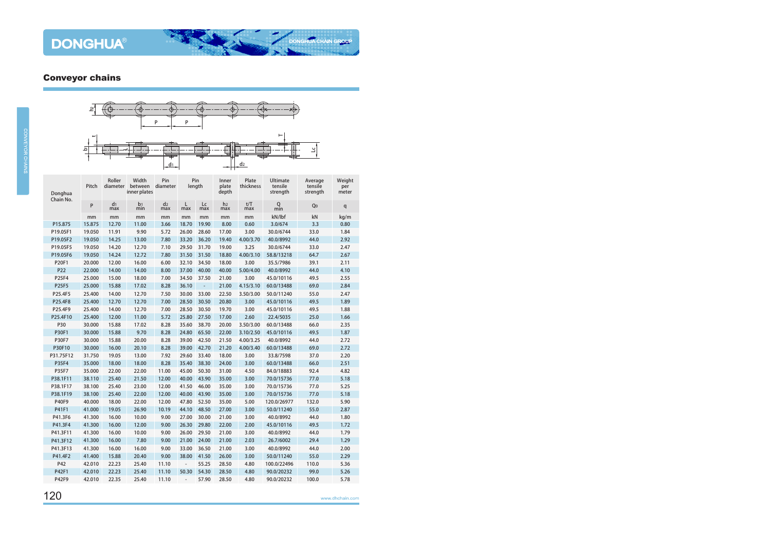## Conveyor chains

| Donghua Chain No. | Pitch | Roller diameter | Width between inner plates | Pin diameter | Pin length | | Inner plate depth | Plate thickness | Ultimate tensile strength | Average tensile strength | Weight per meter |
|---|---|---|---|---|---|---|---|---|---|---|---|
| | P | $d_1$ max | $b_1$ min | $d_2$ max | L max | Lc max | $h_2$ max | t/T max | Q min | $Q_0$ | q |
| | mm | mm | mm | mm | mm | mm | mm | mm | kN/lbf | kN | kg/m |
| P15.875 | 15.875 | 12.70 | 11.00 | 3.66 | 18.70 | 19.90 | 8.00 | 0.60 | 3.0/674 | 3.3 | 0.80 |
| P19.05F1 | 19.050 | 11.91 | 9.90 | 5.72 | 26.00 | 28.60 | 17.00 | 3.00 | 30.0/6744 | 33.0 | 1.84 |
| P19.05F2 | 19.050 | 14.25 | 13.00 | 7.80 | 33.20 | 36.20 | 19.40 | 4.00/3.70 | 40.0/8992 | 44.0 | 2.92 |
| P19.05F5 | 19.050 | 14.20 | 12.70 | 7.10 | 29.50 | 31.70 | 19.00 | 3.25 | 30.0/6744 | 33.0 | 2.47 |
| P19.05F6 | 19.050 | 14.24 | 12.72 | 7.80 | 31.50 | 31.50 | 18.80 | 4.00/3.10 | 58.8/13218 | 64.7 | 2.67 |
| P20F1 | 20.000 | 12.00 | 16.00 | 6.00 | 32.10 | 34.50 | 18.00 | 3.00 | 35.5/7986 | 39.1 | 2.11 |
| P22 | 22.000 | 14.00 | 14.00 | 8.00 | 37.00 | 40.00 | 40.00 | 5.00/4.00 | 40.0/8992 | 44.0 | 4.10 |
| P25F4 | 25.000 | 15.00 | 18.00 | 7.00 | 34.50 | 37.50 | 21.00 | 3.00 | 45.0/10116 | 49.5 | 2.55 |
| P25F5 | 25.000 | 15.88 | 17.02 | 8.28 | 36.10 | - | 21.00 | 4.15/3.10 | 60.0/13488 | 69.0 | 2.84 |
| P25.4F5 | 25.400 | 14.00 | 12.70 | 7.50 | 30.00 | 33.00 | 22.50 | 3.50/3.00 | 50.0/11240 | 55.0 | 2.47 |
| P25.4F8 | 25.400 | 12.70 | 12.70 | 7.00 | 28.50 | 30.50 | 20.80 | 3.00 | 45.0/10116 | 49.5 | 1.89 |
| P25.4F9 | 25.400 | 14.00 | 12.70 | 7.00 | 28.50 | 30.50 | 19.70 | 3.00 | 45.0/10116 | 49.5 | 1.88 |
| P25.4F10 | 25.400 | 12.00 | 11.00 | 5.72 | 25.80 | 27.50 | 17.00 | 2.60 | 22.4/5035 | 25.0 | 1.66 |
| P30 | 30.000 | 15.88 | 17.02 | 8.28 | 35.60 | 38.70 | 20.00 | 3.50/3.00 | 60.0/13488 | 66.0 | 2.35 |
| P30F1 | 30.000 | 15.88 | 9.70 | 8.28 | 24.80 | 65.50 | 22.00 | 3.10/2.50 | 45.0/10116 | 49.5 | 1.87 |
| P30F7 | 30.000 | 15.88 | 20.00 | 8.28 | 39.00 | 42.50 | 21.50 | 4.00/3.25 | 40.0/8992 | 44.0 | 2.72 |
| P30F10 | 30.000 | 16.00 | 20.10 | 8.28 | 39.00 | 42.70 | 21.20 | 4.00/3.40 | 60.0/13488 | 69.0 | 2.72 |
| P31.75F12 | 31.750 | 19.05 | 13.00 | 7.92 | 29.60 | 33.40 | 18.00 | 3.00 | 33.8/7598 | 37.0 | 2.20 |
| P35F4 | 35.000 | 18.00 | 18.00 | 8.28 | 35.40 | 38.30 | 24.00 | 3.00 | 60.0/13488 | 66.0 | 2.51 |
| P35F7 | 35.000 | 22.00 | 22.00 | 11.00 | 45.00 | 50.30 | 31.00 | 4.50 | 84.0/18883 | 92.4 | 4.82 |
| P38.1F11 | 38.110 | 25.40 | 21.50 | 12.00 | 40.00 | 43.90 | 35.00 | 3.00 | 70.0/15736 | 77.0 | 5.18 |
| P38.1F17 | 38.100 | 25.40 | 23.00 | 12.00 | 41.50 | 46.00 | 35.00 | 3.00 | 70.0/15736 | 77.0 | 5.25 |
| P38.1F19 | 38.100 | 25.40 | 22.00 | 12.00 | 40.00 | 43.90 | 35.00 | 3.00 | 70.0/15736 | 77.0 | 5.18 |
| P40F9 | 40.000 | 18.00 | 22.00 | 12.00 | 47.80 | 52.50 | 35.00 | 5.00 | 120.0/26977 | 132.0 | 5.90 |
| P41F1 | 41.000 | 19.05 | 26.90 | 10.19 | 44.10 | 48.50 | 27.00 | 3.00 | 50.0/11240 | 55.0 | 2.87 |
| P41.3F6 | 41.300 | 16.00 | 10.00 | 9.00 | 27.00 | 30.00 | 21.00 | 3.00 | 40.0/8992 | 44.0 | 1.80 |
| P41.3F4 | 41.300 | 16.00 | 12.00 | 9.00 | 26.30 | 29.80 | 22.00 | 2.00 | 45.0/10116 | 49.5 | 1.72 |
| P41.3F11 | 41.300 | 16.00 | 10.00 | 9.00 | 26.00 | 29.50 | 21.00 | 3.00 | 40.0/8992 | 44.0 | 1.79 |
| P41.3F12 | 41.300 | 16.00 | 7.80 | 9.00 | 21.00 | 24.00 | 21.00 | 2.03 | 26.7/6002 | 29.4 | 1.29 |
| P41.3F13 | 41.300 | 16.00 | 16.00 | 9.00 | 33.00 | 36.50 | 21.00 | 3.00 | 40.0/8992 | 44.0 | 2.00 |
| P41.4F2 | 41.400 | 15.88 | 20.40 | 9.00 | 38.00 | 41.50 | 26.00 | 3.00 | 50.0/11240 | 55.0 | 2.29 |
| P42 | 42.010 | 22.23 | 25.40 | 11.10 | - | 55.25 | 28.50 | 4.80 | 100.0/22496 | 110.0 | 5.36 |
| P42F1 | 42.010 | 22.23 | 25.40 | 11.10 | 50.30 | 54.30 | 28.50 | 4.80 | 90.0/20232 | 99.0 | 5.26 |
| P42F9 | 42.010 | 22.35 | 25.40 | 11.10 | - | 57.90 | 28.50 | 4.80 | 90.0/20232 | 100.0 | 5.78 |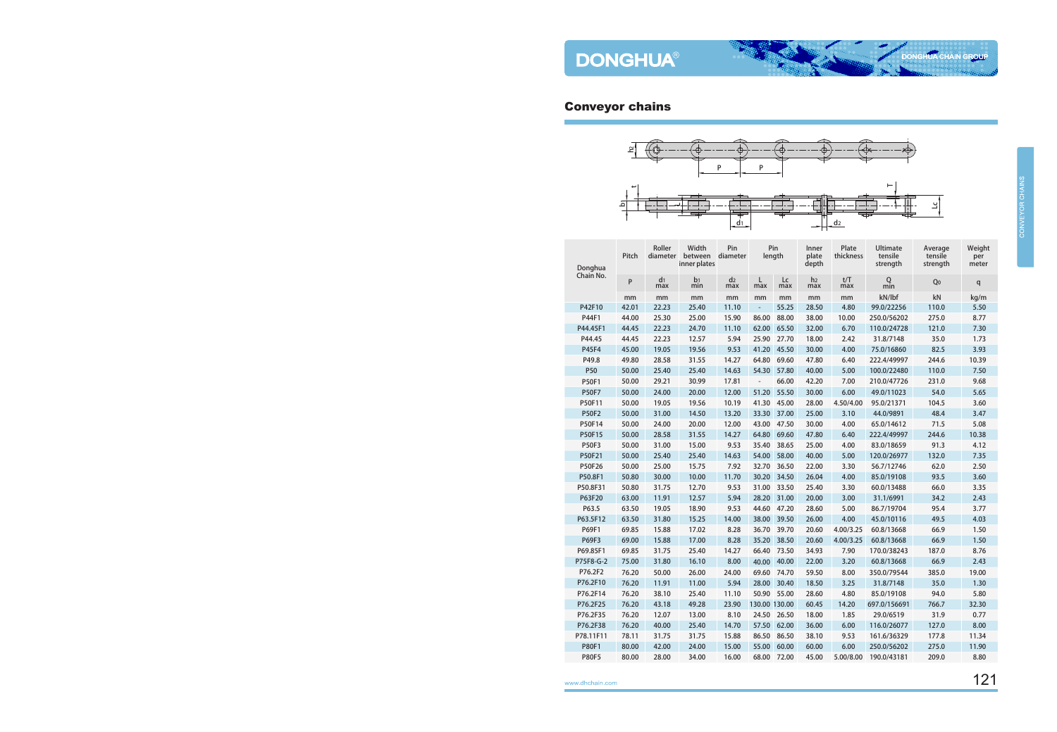## Conveyor chains

| Donghua Chain No. | Pitch | Roller diameter | Width between inner plates | Pin diameter | Pin length | | Inner plate depth | Plate thickness | Ultimate tensile strength | Average tensile strength | Weight per meter |
|---|---|---|---|---|---|---|---|---|---|---|---|
| | P | $d_1$ max | $b_1$ min | $d_2$ max | L max | Lc max | $h_2$ max | t/T max | Q min | $Q_0$ | q |
| | mm | mm | mm | mm | mm | mm | mm | mm | kN/lbf | kN | kg/m |
| P42F10 | 42.01 | 22.23 | 25.40 | 11.10 | - | 55.25 | 28.50 | 4.80 | 99.0/22256 | 110.0 | 5.50 |
| P44F1 | 44.00 | 25.30 | 25.00 | 15.90 | 86.00 | 88.00 | 38.00 | 10.00 | 250.0/56202 | 275.0 | 8.77 |
| P44.45F1 | 44.45 | 22.23 | 24.70 | 11.10 | 62.00 | 65.50 | 32.00 | 6.70 | 110.0/24728 | 121.0 | 7.30 |
| P44.45 | 44.45 | 22.23 | 12.57 | 5.94 | 25.90 | 27.70 | 18.00 | 2.42 | 31.8/7148 | 35.0 | 1.73 |
| P45F4 | 45.00 | 19.05 | 19.56 | 9.53 | 41.20 | 45.50 | 30.00 | 4.00 | 75.0/16860 | 82.5 | 3.93 |
| P49.8 | 49.80 | 28.58 | 31.55 | 14.27 | 64.80 | 69.60 | 47.80 | 6.40 | 222.4/49997 | 244.6 | 10.39 |
| P50 | 50.00 | 25.40 | 25.40 | 14.63 | 54.30 | 57.80 | 40.00 | 5.00 | 100.0/22480 | 110.0 | 7.50 |
| P50F1 | 50.00 | 29.21 | 30.99 | 17.81 | - | 66.00 | 42.20 | 7.00 | 210.0/47726 | 231.0 | 9.68 |
| P50F7 | 50.00 | 24.00 | 20.00 | 12.00 | 51.20 | 55.50 | 30.00 | 6.00 | 49.0/11023 | 54.0 | 5.65 |
| P50F11 | 50.00 | 19.05 | 19.56 | 10.19 | 41.30 | 45.00 | 28.00 | 4.50/4.00 | 95.0/21371 | 104.5 | 3.60 |
| P50F2 | 50.00 | 31.00 | 14.50 | 13.20 | 33.30 | 37.00 | 25.00 | 3.10 | 44.0/9891 | 48.4 | 3.47 |
| P50F14 | 50.00 | 24.00 | 20.00 | 12.00 | 43.00 | 47.50 | 30.00 | 4.00 | 65.0/14612 | 71.5 | 5.08 |
| P50F15 | 50.00 | 28.58 | 31.55 | 14.27 | 64.80 | 69.60 | 47.80 | 6.40 | 222.4/49997 | 244.6 | 10.38 |
| P50F3 | 50.00 | 31.00 | 15.00 | 9.53 | 35.40 | 38.65 | 25.00 | 4.00 | 83.0/18659 | 91.3 | 4.12 |
| P50F21 | 50.00 | 25.40 | 25.40 | 14.63 | 54.00 | 58.00 | 40.00 | 5.00 | 120.0/26977 | 132.0 | 7.35 |
| P50F26 | 50.00 | 25.00 | 15.75 | 7.92 | 32.70 | 36.50 | 22.00 | 3.30 | 56.7/12746 | 62.0 | 2.50 |
| P50.8F1 | 50.80 | 30.00 | 10.00 | 11.70 | 30.20 | 34.50 | 26.04 | 4.00 | 85.0/19108 | 93.5 | 3.60 |
| P50.8F31 | 50.80 | 31.75 | 12.70 | 9.53 | 31.00 | 33.50 | 25.40 | 3.30 | 60.0/13488 | 66.0 | 3.35 |
| P63F20 | 63.00 | 11.91 | 12.57 | 5.94 | 28.20 | 31.00 | 20.00 | 3.00 | 31.1/6991 | 34.2 | 2.43 |
| P63.5 | 63.50 | 19.05 | 18.90 | 9.53 | 44.60 | 47.20 | 28.60 | 5.00 | 86.7/19704 | 95.4 | 3.77 |
| P63.5F12 | 63.50 | 31.80 | 15.25 | 14.00 | 38.00 | 39.50 | 26.00 | 4.00 | 45.0/10116 | 49.5 | 4.03 |
| P69F1 | 69.85 | 15.88 | 17.02 | 8.28 | 36.70 | 39.70 | 20.60 | 4.00/3.25 | 60.8/13668 | 66.9 | 1.50 |
| P69F3 | 69.00 | 15.88 | 17.00 | 8.28 | 35.20 | 38.50 | 20.60 | 4.00/3.25 | 60.8/13668 | 66.9 | 1.50 |
| P69.85F1 | 69.85 | 31.75 | 25.40 | 14.27 | 66.40 | 73.50 | 34.93 | 7.90 | 170.0/38243 | 187.0 | 8.76 |
| P75F8-G-2 | 75.00 | 31.80 | 16.10 | 8.00 | 40.00 | 40.00 | 22.00 | 3.20 | 60.8/13668 | 66.9 | 2.43 |
| P76.2F2 | 76.20 | 50.00 | 26.00 | 24.00 | 69.60 | 74.70 | 59.50 | 8.00 | 350.0/79544 | 385.0 | 19.00 |
| P76.2F10 | 76.20 | 11.91 | 11.00 | 5.94 | 28.00 | 30.40 | 18.50 | 3.25 | 31.8/7148 | 35.0 | 1.30 |
| P76.2F14 | 76.20 | 38.10 | 25.40 | 11.10 | 50.90 | 55.00 | 28.60 | 4.80 | 85.0/19108 | 94.0 | 5.80 |
| P76.2F25 | 76.20 | 43.18 | 49.28 | 23.90 | 130.00 | 130.00 | 60.45 | 14.20 | 697.0/156691 | 766.7 | 32.30 |
| P76.2F35 | 76.20 | 12.07 | 13.00 | 8.10 | 24.50 | 26.50 | 18.00 | 1.85 | 29.0/6519 | 31.9 | 0.77 |
| P76.2F38 | 76.20 | 40.00 | 25.40 | 14.70 | 57.50 | 62.00 | 36.00 | 6.00 | 116.0/26077 | 127.0 | 8.00 |
| P78.11F11 | 78.11 | 31.75 | 31.75 | 15.88 | 86.50 | 86.50 | 38.10 | 9.53 | 161.6/36329 | 177.8 | 11.34 |
| P80F1 | 80.00 | 42.00 | 24.00 | 15.00 | 55.00 | 60.00 | 60.00 | 6.00 | 250.0/56202 | 275.0 | 11.90 |
| P80F5 | 80.00 | 28.00 | 34.00 | 16.00 | 68.00 | 72.00 | 45.00 | 5.00/8.00 | 190.0/43181 | 209.0 | 8.80 |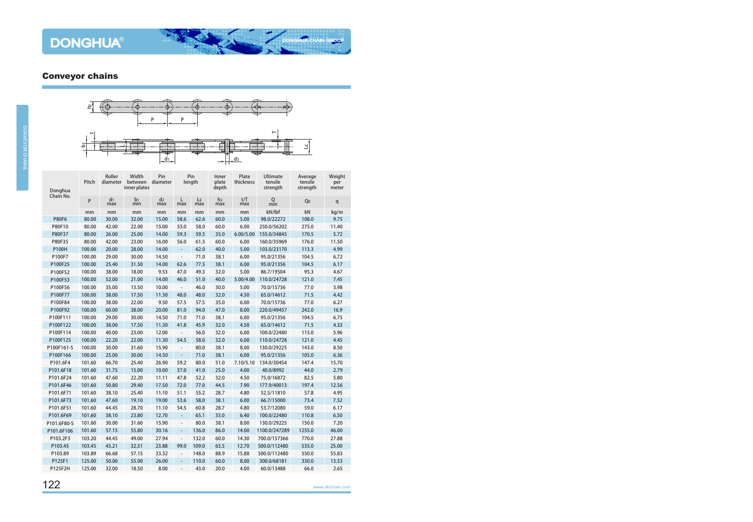## Conveyor chains

| Donghua Chain No. | Pitch | Roller diameter | Width between inner plates | Pin diameter | Pin length | | Inner plate depth | Plate thickness | Ultimate tensile strength | Average tensile strength | Weight per meter |
|---|---|---|---|---|---|---|---|---|---|---|---|
| | P | $d_1$ max | $b_1$ min | $d_2$ max | L max | Lc max | $h_2$ max | t/T max | Q min | $Q_0$ | q |
| | mm | mm | mm | mm | mm | mm | mm | mm | kN/lbf | kN | kg/m |
| P80F6 | 80.00 | 30.00 | 32.00 | 15.00 | 58.6 | 62.6 | 60.0 | 5.00 | 98.0/22272 | 108.0 | 9.75 |
| P80F10 | 80.00 | 42.00 | 22.00 | 15.00 | 53.0 | 58.0 | 60.0 | 6.00 | 250.0/56202 | 275.0 | 11.40 |
| P80F37 | 80.00 | 26.00 | 25.00 | 14.00 | 59.3 | 59.3 | 35.0 | 6.00/5.00 | 155.0/34845 | 170.5 | 5.72 |
| P80F35 | 80.00 | 42.00 | 23.00 | 16.00 | 56.0 | 61.5 | 60.0 | 6.00 | 160.0/35969 | 176.0 | 11.50 |
| P100H | 100.00 | 20.00 | 28.00 | 14.00 | - | 62.0 | 40.0 | 5.00 | 103.0/23170 | 113.3 | 4.99 |
| P100F7 | 100.00 | 29.00 | 30.00 | 14.50 | - | 71.0 | 38.1 | 6.00 | 95.0/21356 | 104.5 | 6.72 |
| P100F25 | 100.00 | 25.40 | 31.50 | 14.00 | 62.6 | 77.5 | 38.1 | 6.00 | 95.0/21356 | 104.5 | 6.17 |
| P100F52 | 100.00 | 38.00 | 18.00 | 9.53 | 47.0 | 49.3 | 32.0 | 5.00 | 86.7/19504 | 95.3 | 4.67 |
| P100F53 | 100.00 | 52.00 | 21.00 | 14.00 | 46.0 | 51.0 | 40.0 | 5.00/4.00 | 110.0/24728 | 121.0 | 7.45 |
| P100F56 | 100.00 | 35.00 | 13.50 | 10.00 | - | 46.0 | 30.0 | 5.00 | 70.0/15736 | 77.0 | 3.98 |
| P100F77 | 100.00 | 38.00 | 17.50 | 11.30 | 48.0 | 48.0 | 32.0 | 4.50 | 65.0/14612 | 71.5 | 4.42 |
| P100F84 | 100.00 | 38.00 | 22.00 | 9.50 | 57.5 | 57.5 | 35.0 | 6.00 | 70.0/15736 | 77.0 | 6.27 |
| P100F92 | 100.00 | 60.00 | 38.00 | 20.00 | 81.0 | 94.0 | 47.0 | 8.00 | 220.0/49457 | 242.0 | 16.9 |
| P100F111 | 100.00 | 29.00 | 30.00 | 14.50 | 71.0 | 71.0 | 38.1 | 6.00 | 95.0/21356 | 104.5 | 6.75 |
| P100F122 | 100.00 | 38.00 | 17.50 | 11.30 | 41.8 | 45.9 | 32.0 | 4.50 | 65.0/14612 | 71.5 | 4.33 |
| P100F114 | 100.00 | 40.00 | 23.00 | 12.00 | - | 56.0 | 32.0 | 6.00 | 100.0/22480 | 115.0 | 5.96 |
| P100F125 | 100.00 | 22.20 | 22.00 | 11.30 | 54.5 | 58.0 | 32.0 | 6.00 | 110.0/24728 | 121.0 | 4.45 |
| P100F161-S | 100.00 | 30.00 | 31.60 | 15.90 | - | 80.0 | 38.1 | 8.00 | 130.0/29225 | 143.0 | 8.50 |
| P100F166 | 100.00 | 25.00 | 30.00 | 14.50 | - | 71.0 | 38.1 | 6.00 | 95.0/21356 | 105.0 | 6.36 |
| P101.6F4 | 101.60 | 66.70 | 25.40 | 26.90 | 59.2 | 80.0 | 51.0 | 7.10/5.10 | 134.0/30454 | 147.4 | 15.70 |
| P101.6F18 | 101.60 | 31.75 | 15.00 | 10.00 | 37.0 | 41.0 | 25.0 | 4.00 | 40.0/8992 | 44.0 | 2.79 |
| P101.6F24 | 101.60 | 47.60 | 22.20 | 11.11 | 47.8 | 52.2 | 32.0 | 4.50 | 75.0/16872 | 82.5 | 5.80 |
| P101.6F46 | 101.60 | 50.80 | 29.40 | 17.50 | 72.0 | 77.0 | 44.5 | 7.90 | 177.9/40013 | 197.4 | 12.56 |
| P101.6F71 | 101.60 | 38.10 | 25.40 | 11.10 | 51.1 | 55.2 | 28.7 | 4.80 | 52.5/11810 | 57.8 | 4.95 |
| P101.6F73 | 101.60 | 47.60 | 19.10 | 19.00 | 53.6 | 58.0 | 38.1 | 6.00 | 66.7/15000 | 73.4 | 7.52 |
| P101.6F51 | 101.60 | 44.45 | 28.70 | 11.10 | 54.5 | 60.8 | 28.7 | 4.80 | 53.7/12080 | 59.0 | 6.17 |
| P101.6F69 | 101.60 | 38.10 | 23.80 | 12.70 | - | 65.1 | 33.0 | 6.40 | 100.0/22480 | 110.8 | 6.50 |
| P101.6F80-S | 101.60 | 30.00 | 31.60 | 15.90 | - | 80.0 | 38.1 | 8.00 | 130.0/29225 | 150.0 | 7.20 |
| P101.6F106 | 101.60 | 57.15 | 55.80 | 30.16 | - | 136.0 | 86.0 | 14.00 | 1100.0/247289 | 1255.0 | 46.00 |
| P103.2F3 | 103.20 | 44.45 | 49.00 | 27.94 | - | 132.0 | 60.0 | 14.30 | 700.0/157366 | 770.0 | 27.88 |
| P103.45 | 103.45 | 45.21 | 32.51 | 23.88 | 99.0 | 109.0 | 63.5 | 12.70 | 500.0/112480 | 535.0 | 25.00 |
| P103.89 | 103.89 | 66.68 | 57.15 | 33.32 | - | 148.0 | 88.9 | 15.88 | 500.0/112480 | 550.0 | 55.83 |
| P125F1 | 125.00 | 50.00 | 55.00 | 26.00 | - | 110.0 | 60.0 | 8.00 | 300.0/68181 | 330.0 | 13.53 |
| P125F2H | 125.00 | 32.00 | 18.50 | 8.00 | - | 43.0 | 20.0 | 4.00 | 60.0/13488 | 66.0 | 2.65 |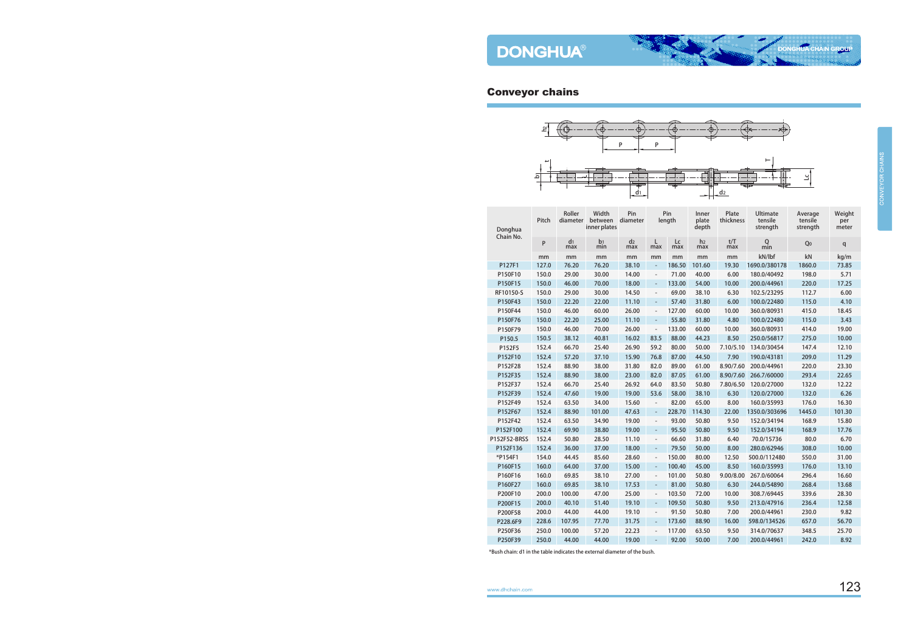## Conveyor chains

| Donghua Chain No. | Pitch | Roller diameter | Width between inner plates | Pin diameter | Pin length | | Inner plate depth | Plate thickness | Ultimate tensile strength | Average tensile strength | Weight per meter |
|---|---|---|---|---|---|---|---|---|---|---|---|
| | P | $d_1$ max | $b_1$ min | $d_2$ max | L max | Lc max | $h_2$ max | t/T max | Q min | $Q_0$ | q |
| | mm | mm | mm | mm | mm | mm | mm | mm | kN/lbf | kN | kg/m |
| P127F1 | 127.0 | 76.20 | 76.20 | 38.10 | - | 186.50 | 101.60 | 19.30 | 1690.0/380178 | 1860.0 | 73.85 |
| P150F10 | 150.0 | 29.00 | 30.00 | 14.00 | - | 71.00 | 40.00 | 6.00 | 180.0/40492 | 198.0 | 5.71 |
| P150F15 | 150.0 | 46.00 | 70.00 | 18.00 | - | 133.00 | 54.00 | 10.00 | 200.0/44961 | 220.0 | 17.25 |
| RF10150-S | 150.0 | 29.00 | 30.00 | 14.50 | - | 69.00 | 38.10 | 6.30 | 102.5/23295 | 112.7 | 6.00 |
| P150F43 | 150.0 | 22.20 | 22.00 | 11.10 | - | 57.40 | 31.80 | 6.00 | 100.0/22480 | 115.0 | 4.10 |
| P150F44 | 150.0 | 46.00 | 60.00 | 26.00 | - | 127.00 | 60.00 | 10.00 | 360.0/80931 | 415.0 | 18.45 |
| P150F76 | 150.0 | 22.20 | 25.00 | 11.10 | - | 55.80 | 31.80 | 4.80 | 100.0/22480 | 115.0 | 3.43 |
| P150F79 | 150.0 | 46.00 | 70.00 | 26.00 | - | 133.00 | 60.00 | 10.00 | 360.0/80931 | 414.0 | 19.00 |
| P150.5 | 150.5 | 38.12 | 40.81 | 16.02 | 83.5 | 88.00 | 44.23 | 8.50 | 250.0/56817 | 275.0 | 10.00 |
| P152F5 | 152.4 | 66.70 | 25.40 | 26.90 | 59.2 | 80.00 | 50.00 | 7.10/5.10 | 134.0/30454 | 147.4 | 12.10 |
| P152F10 | 152.4 | 57.20 | 37.10 | 15.90 | 76.8 | 87.00 | 44.50 | 7.90 | 190.0/43181 | 209.0 | 11.29 |
| P152F28 | 152.4 | 88.90 | 38.00 | 31.80 | 82.0 | 89.00 | 61.00 | 8.90/7.60 | 200.0/44961 | 220.0 | 23.30 |
| P152F35 | 152.4 | 88.90 | 38.00 | 23.00 | 82.0 | 87.05 | 61.00 | 8.90/7.60 | 266.7/60000 | 293.4 | 22.65 |
| P152F37 | 152.4 | 66.70 | 25.40 | 26.92 | 64.0 | 83.50 | 50.80 | 7.80/6.50 | 120.0/27000 | 132.0 | 12.22 |
| P152F39 | 152.4 | 47.60 | 19.00 | 19.00 | 53.6 | 58.00 | 38.10 | 6.30 | 120.0/27000 | 132.0 | 6.26 |
| P152F49 | 152.4 | 63.50 | 34.00 | 15.60 | - | 82.00 | 65.00 | 8.00 | 160.0/35993 | 176.0 | 16.30 |
| P152F67 | 152.4 | 88.90 | 101.00 | 47.63 | - | 228.70 | 114.30 | 22.00 | 1350.0/303696 | 1445.0 | 101.30 |
| P152F42 | 152.4 | 63.50 | 34.90 | 19.00 | - | 93.00 | 50.80 | 9.50 | 152.0/34194 | 168.9 | 15.80 |
| P152F100 | 152.4 | 69.90 | 38.80 | 19.00 | - | 95.50 | 50.80 | 9.50 | 152.0/34194 | 168.9 | 17.76 |
| P152F52-BRSS | 152.4 | 50.80 | 28.50 | 11.10 | - | 66.60 | 31.80 | 6.40 | 70.0/15736 | 80.0 | 6.70 |
| P152F136 | 152.4 | 36.00 | 37.00 | 18.00 | - | 79.50 | 50.00 | 8.00 | 280.0/62946 | 308.0 | 10.00 |
| *P154F1 | 154.0 | 44.45 | 85.60 | 28.60 | - | 150.00 | 80.00 | 12.50 | 500.0/112480 | 550.0 | 31.00 |
| P160F15 | 160.0 | 64.00 | 37.00 | 15.00 | - | 100.40 | 45.00 | 8.50 | 160.0/35993 | 176.0 | 13.10 |
| P160F16 | 160.0 | 69.85 | 38.10 | 27.00 | - | 101.00 | 50.80 | 9.00/8.00 | 267.0/60064 | 296.4 | 16.60 |
| P160F27 | 160.0 | 69.85 | 38.10 | 17.53 | - | 81.00 | 50.80 | 6.30 | 244.0/54890 | 268.4 | 13.68 |
| P200F10 | 200.0 | 100.00 | 47.00 | 25.00 | - | 103.50 | 72.00 | 10.00 | 308.7/69445 | 339.6 | 28.30 |
| P200F15 | 200.0 | 40.10 | 51.40 | 19.10 | - | 109.50 | 50.80 | 9.50 | 213.0/47916 | 236.4 | 12.58 |
| P200F58 | 200.0 | 44.00 | 44.00 | 19.10 | - | 91.50 | 50.80 | 7.00 | 200.0/44961 | 230.0 | 9.82 |
| P228.6F9 | 228.6 | 107.95 | 77.70 | 31.75 | - | 173.60 | 88.90 | 16.00 | 598.0/134526 | 657.0 | 56.70 |
| P250F36 | 250.0 | 100.00 | 57.20 | 22.23 | - | 117.00 | 63.50 | 9.50 | 314.0/70637 | 348.5 | 25.70 |
| P250F39 | 250.0 | 44.00 | 44.00 | 19.00 | - | 92.00 | 50.00 | 7.00 | 200.0/44961 | 242.0 | 8.92 |

*Bush chain: d1 in the table indicates the external diameter of the bush.